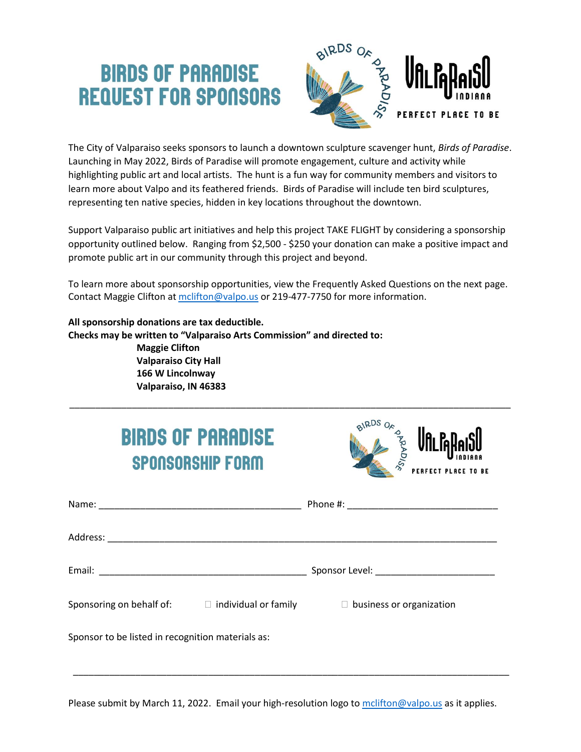# BIRDS OF PARADISE REQUEST FOR SPONSORS

The City of Valparaiso seeks sponsors to launch a downtown sculpture scavenger hunt, *Birds of Paradise*. Launching in May 2022, Birds of Paradise will promote engagement, culture and activity while highlighting public art and local artists. The hunt is a fun way for community members and visitors to learn more about Valpo and its feathered friends. Birds of Paradise will include ten bird sculptures, representing ten native species, hidden in key locations throughout the downtown.

Support Valparaiso public art initiatives and help this project TAKE FLIGHT by considering a sponsorship opportunity outlined below. Ranging from $2,500 - $250 your donation can make a positive impact and promote public art in our community through this project and beyond.

To learn more about sponsorship opportunities, view the Frequently Asked Questions on the next page. Contact Maggie Clifton at mclifton@valpo.us or 219-477-7750 for more information.

**All sponsorship donations are tax deductible.**
**Checks may be written to "Valparaiso Arts Commission" and directed to:**

**Maggie Clifton**
**Valparaiso City Hall**
**166 W Lincolnway**
**Valparaiso, IN 46383**

---

# BIRDS OF PARADISE
## SPONSORSHIP FORM

Name: ______________________________ Phone #: ______________________________

Address: ____________________________________________________________

Email: ______________________________ Sponsor Level: ______________________

Sponsoring on behalf of: ☐ individual or family ☐ business or organization

Sponsor to be listed in recognition materials as:

____________________________________________________________

Please submit by March 11, 2022. Email your high-resolution logo to mclifton@valpo.us as it applies.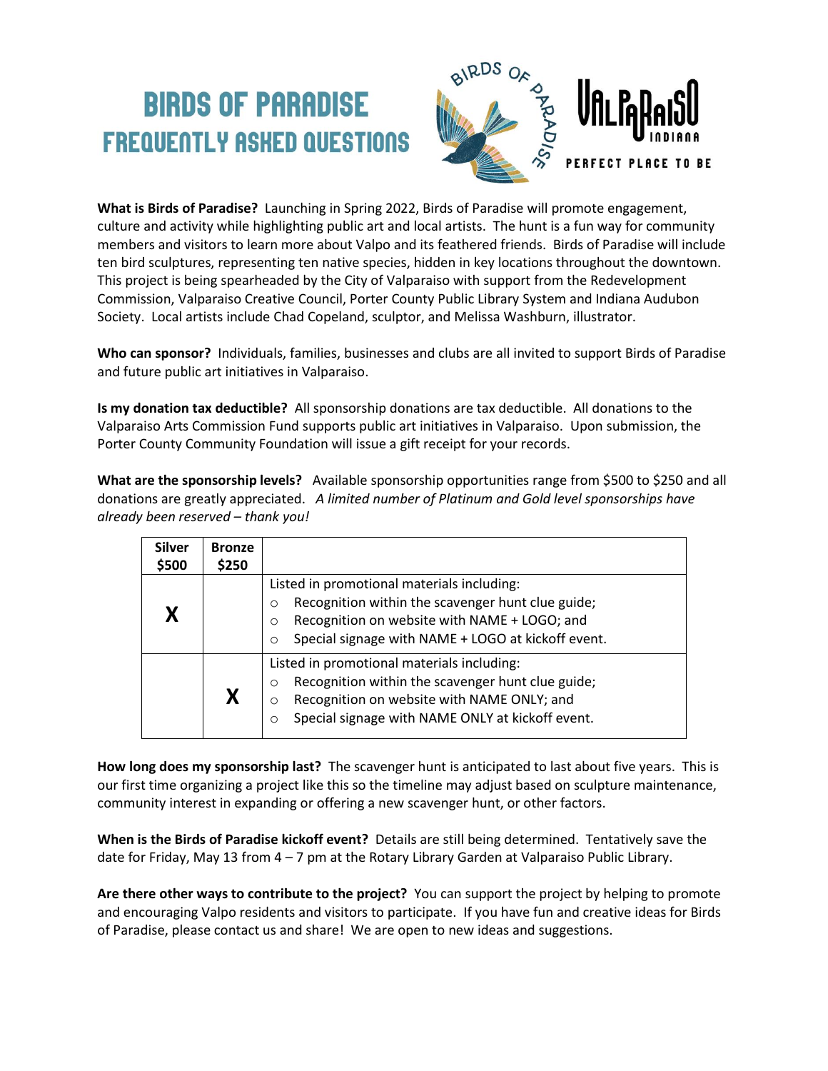# BIRDS OF PARADISE
## FREQUENTLY ASKED QUESTIONS

BIRDS OF PARADISE

VALPARAISO INDIANA

PERFECT PLACE TO BE

**What is Birds of Paradise?** Launching in Spring 2022, Birds of Paradise will promote engagement, culture and activity while highlighting public art and local artists. The hunt is a fun way for community members and visitors to learn more about Valpo and its feathered friends. Birds of Paradise will include ten bird sculptures, representing ten native species, hidden in key locations throughout the downtown. This project is being spearheaded by the City of Valparaiso with support from the Redevelopment Commission, Valparaiso Creative Council, Porter County Public Library System and Indiana Audubon Society. Local artists include Chad Copeland, sculptor, and Melissa Washburn, illustrator.

**Who can sponsor?** Individuals, families, businesses and clubs are all invited to support Birds of Paradise and future public art initiatives in Valparaiso.

**Is my donation tax deductible?** All sponsorship donations are tax deductible. All donations to the Valparaiso Arts Commission Fund supports public art initiatives in Valparaiso. Upon submission, the Porter County Community Foundation will issue a gift receipt for your records.

**What are the sponsorship levels?** Available sponsorship opportunities range from $500 to $250 and all donations are greatly appreciated. *A limited number of Platinum and Gold level sponsorships have already been reserved – thank you!*

| Silver $500 | Bronze $250 | |
|---|---|---|
| X | | Listed in promotional materials including:<br>○ Recognition within the scavenger hunt clue guide;<br>○ Recognition on website with NAME + LOGO; and<br>○ Special signage with NAME + LOGO at kickoff event. |
| | X | Listed in promotional materials including:<br>○ Recognition within the scavenger hunt clue guide;<br>○ Recognition on website with NAME ONLY; and<br>○ Special signage with NAME ONLY at kickoff event. |

**How long does my sponsorship last?** The scavenger hunt is anticipated to last about five years. This is our first time organizing a project like this so the timeline may adjust based on sculpture maintenance, community interest in expanding or offering a new scavenger hunt, or other factors.

**When is the Birds of Paradise kickoff event?** Details are still being determined. Tentatively save the date for Friday, May 13 from 4 – 7 pm at the Rotary Library Garden at Valparaiso Public Library.

**Are there other ways to contribute to the project?** You can support the project by helping to promote and encouraging Valpo residents and visitors to participate. If you have fun and creative ideas for Birds of Paradise, please contact us and share! We are open to new ideas and suggestions.